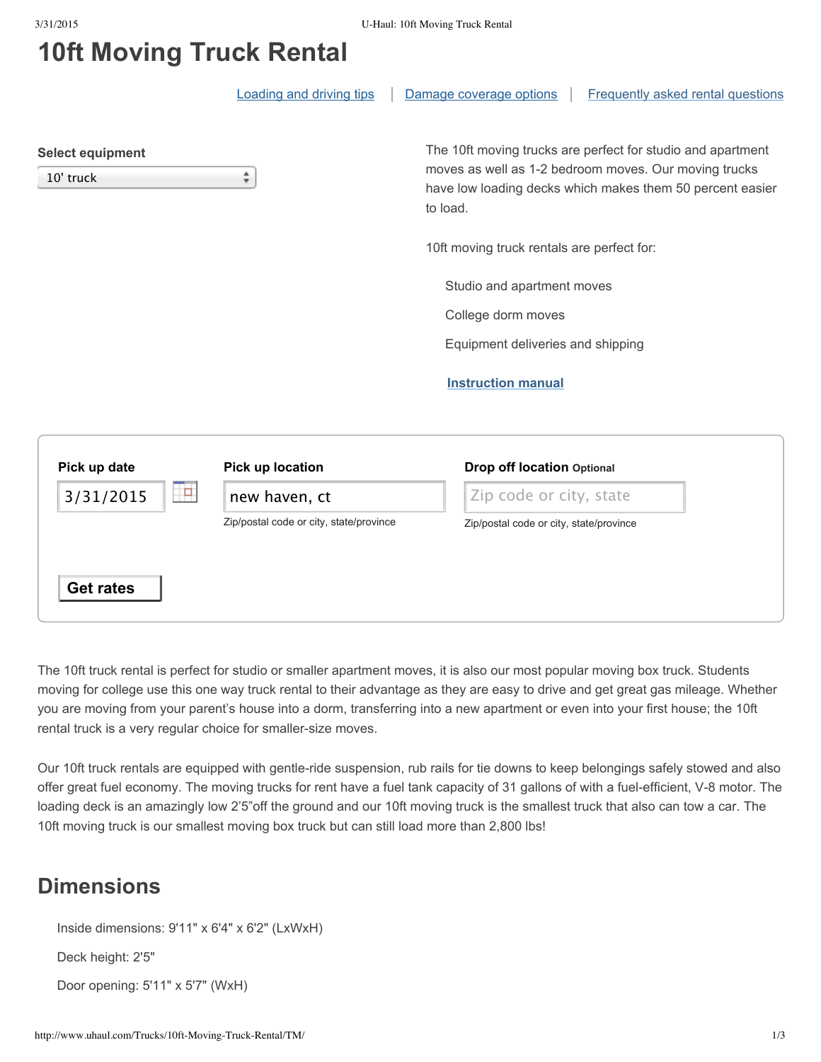# 10ft Moving Truck Rental

[Loading and driving tips](#) | [Damage coverage options](#) | [Frequently asked rental questions](#)

**Select equipment**

10' truck

The 10ft moving trucks are perfect for studio and apartment moves as well as 1-2 bedroom moves. Our moving trucks have low loading decks which makes them 50 percent easier to load.

10ft moving truck rentals are perfect for:

- Studio and apartment moves
- College dorm moves
- Equipment deliveries and shipping

**Instruction manual**

**Pick up date**

3/31/2015

**Pick up location**

new haven, ct

Zip/postal code or city, state/province

**Drop off location** Optional

Zip code or city, state

Zip/postal code or city, state/province

**Get rates**

The 10ft truck rental is perfect for studio or smaller apartment moves, it is also our most popular moving box truck. Students moving for college use this one way truck rental to their advantage as they are easy to drive and get great gas mileage. Whether you are moving from your parent's house into a dorm, transferring into a new apartment or even into your first house; the 10ft rental truck is a very regular choice for smaller-size moves.

Our 10ft truck rentals are equipped with gentle-ride suspension, rub rails for tie downs to keep belongings safely stowed and also offer great fuel economy. The moving trucks for rent have a fuel tank capacity of 31 gallons of with a fuel-efficient, V-8 motor. The loading deck is an amazingly low 2'5"off the ground and our 10ft moving truck is the smallest truck that also can tow a car. The 10ft moving truck is our smallest moving box truck but can still load more than 2,800 lbs!

## Dimensions

Inside dimensions: 9'11" x 6'4" x 6'2" (LxWxH)

Deck height: 2'5"

Door opening: 5'11" x 5'7" (WxH)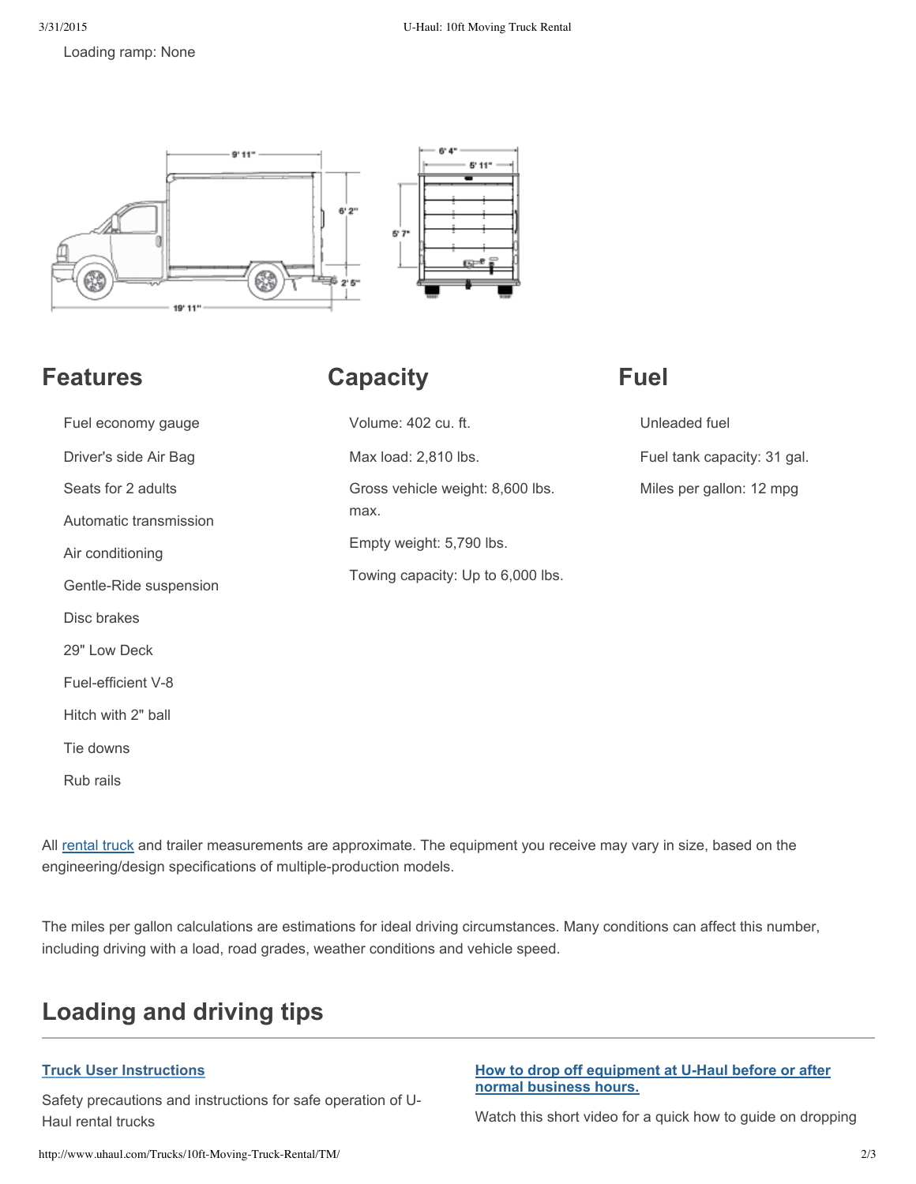Loading ramp: None

## Features

- Fuel economy gauge
- Driver's side Air Bag
- Seats for 2 adults
- Automatic transmission
- Air conditioning
- Gentle-Ride suspension
- Disc brakes
- 29" Low Deck
- Fuel-efficient V-8
- Hitch with 2" ball
- Tie downs
- Rub rails

## Capacity

- Volume: 402 cu. ft.
- Max load: 2,810 lbs.
- Gross vehicle weight: 8,600 lbs. max.
- Empty weight: 5,790 lbs.
- Towing capacity: Up to 6,000 lbs.

## Fuel

- Unleaded fuel
- Fuel tank capacity: 31 gal.
- Miles per gallon: 12 mpg

All [rental truck](http://www.uhaul.com/Trucks/) and trailer measurements are approximate. The equipment you receive may vary in size, based on the engineering/design specifications of multiple-production models.

The miles per gallon calculations are estimations for ideal driving circumstances. Many conditions can affect this number, including driving with a load, road grades, weather conditions and vehicle speed.

## Loading and driving tips

### Truck User Instructions

Safety precautions and instructions for safe operation of U-Haul rental trucks

### How to drop off equipment at U-Haul before or after normal business hours.

Watch this short video for a quick how to guide on dropping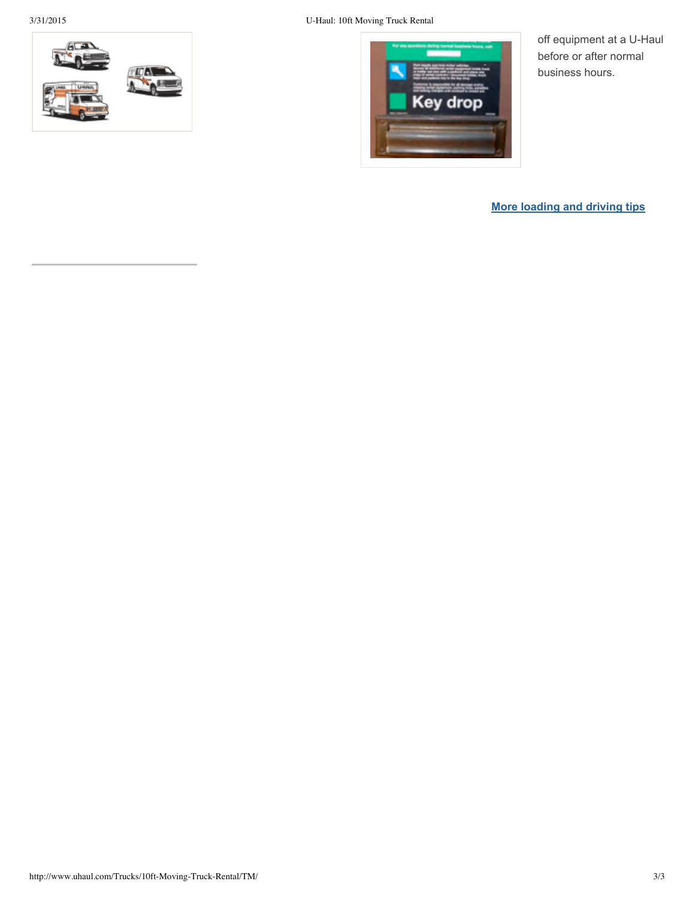off equipment at a U-Haul before or after normal business hours.

**More loading and driving tips**